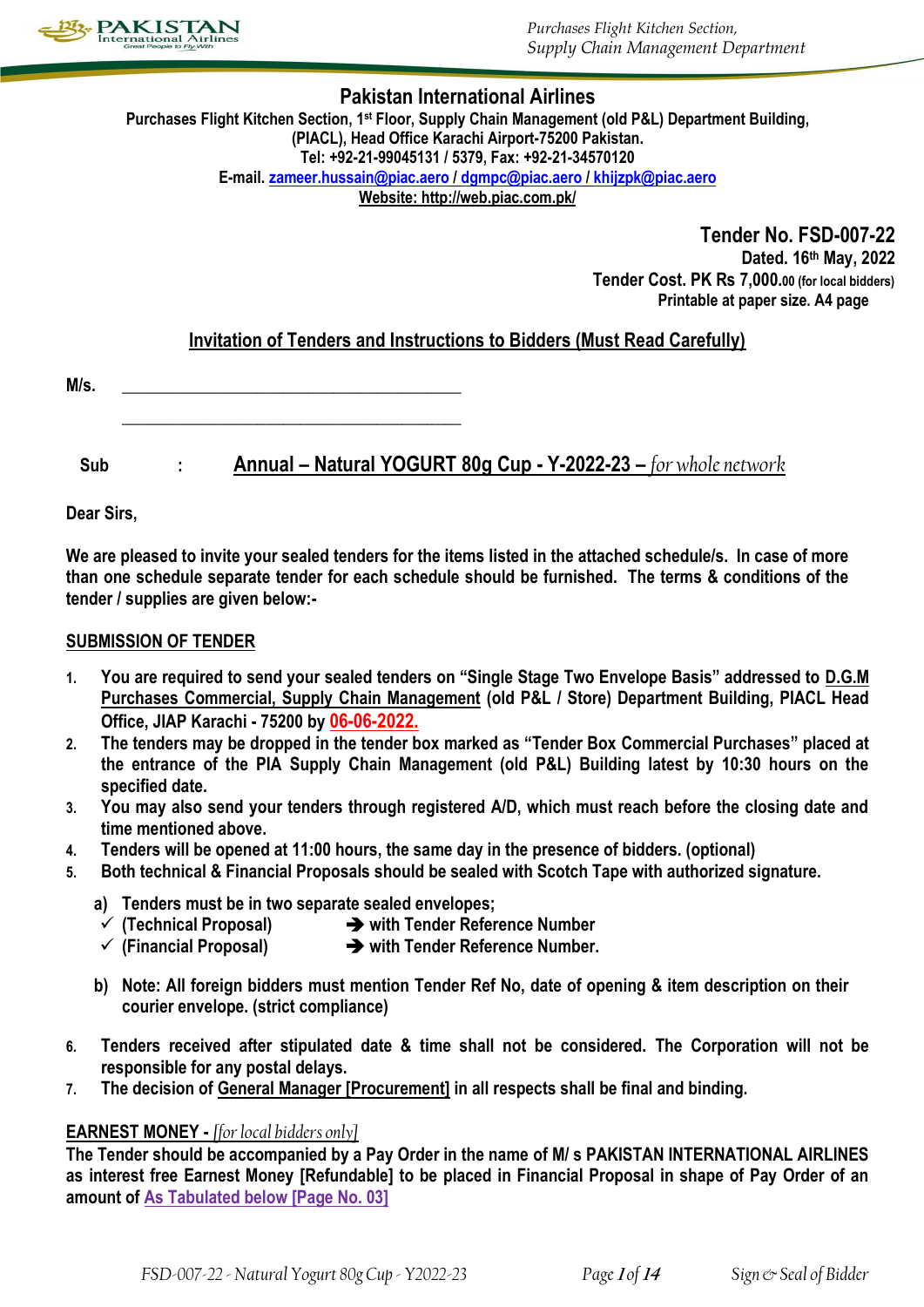# Pakistan International Airlines

**Purchases Flight Kitchen Section, 1st Floor, Supply Chain Management (old P&L) Department Building, (PIACL), Head Office Karachi Airport-75200 Pakistan.**
**Tel: +92-21-99045131 / 5379, Fax: +92-21-34570120**
**E-mail. zameer.hussain@piac.aero / dgmpc@piac.aero / khijzpk@piac.aero**
**Website: http://web.piac.com.pk/**

**Tender No. FSD-007-22**
**Dated. 16th May, 2022**
**Tender Cost. PK Rs 7,000.00 (for local bidders)**
**Printable at paper size. A4 page**

## Invitation of Tenders and Instructions to Bidders (Must Read Carefully)

**M/s.** ________________________________________

________________________________________

**Sub : Annual – Natural YOGURT 80g Cup - Y-2022-23 –** *for whole network*

**Dear Sirs,**

**We are pleased to invite your sealed tenders for the items listed in the attached schedule/s. In case of more than one schedule separate tender for each schedule should be furnished. The terms & conditions of the tender / supplies are given below:-**

### SUBMISSION OF TENDER

1. You are required to send your sealed tenders on "Single Stage Two Envelope Basis" addressed to D.G.M Purchases Commercial, Supply Chain Management (old P&L / Store) Department Building, PIACL Head Office, JIAP Karachi - 75200 by **06-06-2022.**
2. The tenders may be dropped in the tender box marked as "Tender Box Commercial Purchases" placed at the entrance of the PIA Supply Chain Management (old P&L) Building latest by 10:30 hours on the specified date.
3. You may also send your tenders through registered A/D, which must reach before the closing date and time mentioned above.
4. Tenders will be opened at 11:00 hours, the same day in the presence of bidders. (optional)
5. Both technical & Financial Proposals should be sealed with Scotch Tape with authorized signature.

   a) Tenders must be in two separate sealed envelopes;
   - ✓ (Technical Proposal) ➔ with Tender Reference Number
   - ✓ (Financial Proposal) ➔ with Tender Reference Number.

   b) Note: All foreign bidders must mention Tender Ref No, date of opening & item description on their courier envelope. (strict compliance)

6. Tenders received after stipulated date & time shall not be considered. The Corporation will not be responsible for any postal delays.
7. The decision of General Manager [Procurement] in all respects shall be final and binding.

### EARNEST MONEY - *[for local bidders only]*

**The Tender should be accompanied by a Pay Order in the name of M/ s PAKISTAN INTERNATIONAL AIRLINES as interest free Earnest Money [Refundable] to be placed in Financial Proposal in shape of Pay Order of an amount of As Tabulated below [Page No. 03]**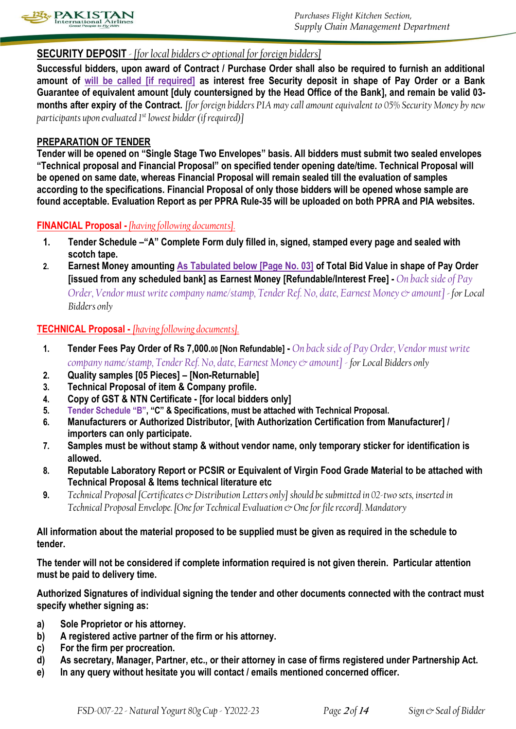**SECURITY DEPOSIT** - *[for local bidders & optional for foreign bidders]*

**Successful bidders, upon award of Contract / Purchase Order shall also be required to furnish an additional amount of will be called [if required] as interest free Security deposit in shape of Pay Order or a Bank Guarantee of equivalent amount [duly countersigned by the Head Office of the Bank], and remain be valid 03-months after expiry of the Contract.** *[for foreign bidders PIA may call amount equivalent to 05% Security Money by new participants upon evaluated 1st lowest bidder (if required)]*

**PREPARATION OF TENDER**

**Tender will be opened on "Single Stage Two Envelopes" basis. All bidders must submit two sealed envelopes "Technical proposal and Financial Proposal" on specified tender opening date/time. Technical Proposal will be opened on same date, whereas Financial Proposal will remain sealed till the evaluation of samples according to the specifications. Financial Proposal of only those bidders will be opened whose sample are found acceptable. Evaluation Report as per PPRA Rule-35 will be uploaded on both PPRA and PIA websites.**

**FINANCIAL Proposal** - *[having following documents].*

1. **Tender Schedule –"A" Complete Form duly filled in, signed, stamped every page and sealed with scotch tape.**
2. **Earnest Money amounting As Tabulated below [Page No. 03] of Total Bid Value in shape of Pay Order [issued from any scheduled bank] as Earnest Money [Refundable/Interest Free] -** *On back side of Pay Order, Vendor must write company name/stamp, Tender Ref. No, date, Earnest Money & amount] - for Local Bidders only*

**TECHNICAL Proposal** - *[having following documents].*

1. **Tender Fees Pay Order of Rs 7,000.00 [Non Refundable] -** *On back side of Pay Order, Vendor must write company name/stamp, Tender Ref. No, date, Earnest Money & amount] - for Local Bidders only*
2. **Quality samples [05 Pieces] – [Non-Returnable]**
3. **Technical Proposal of item & Company profile.**
4. **Copy of GST & NTN Certificate - [for local bidders only]**
5. **Tender Schedule "B", "C" & Specifications, must be attached with Technical Proposal.**
6. **Manufacturers or Authorized Distributor, [with Authorization Certification from Manufacturer] / importers can only participate.**
7. **Samples must be without stamp & without vendor name, only temporary sticker for identification is allowed.**
8. **Reputable Laboratory Report or PCSIR or Equivalent of Virgin Food Grade Material to be attached with Technical Proposal & Items technical literature etc**
9. *Technical Proposal [Certificates & Distribution Letters only] should be submitted in 02-two sets, inserted in Technical Proposal Envelope. [One for Technical Evaluation & One for file record]. Mandatory*

**All information about the material proposed to be supplied must be given as required in the schedule to tender.**

**The tender will not be considered if complete information required is not given therein. Particular attention must be paid to delivery time.**

**Authorized Signatures of individual signing the tender and other documents connected with the contract must specify whether signing as:**

a) **Sole Proprietor or his attorney.**
b) **A registered active partner of the firm or his attorney.**
c) **For the firm per procreation.**
d) **As secretary, Manager, Partner, etc., or their attorney in case of firms registered under Partnership Act.**
e) **In any query without hesitate you will contact / emails mentioned concerned officer.**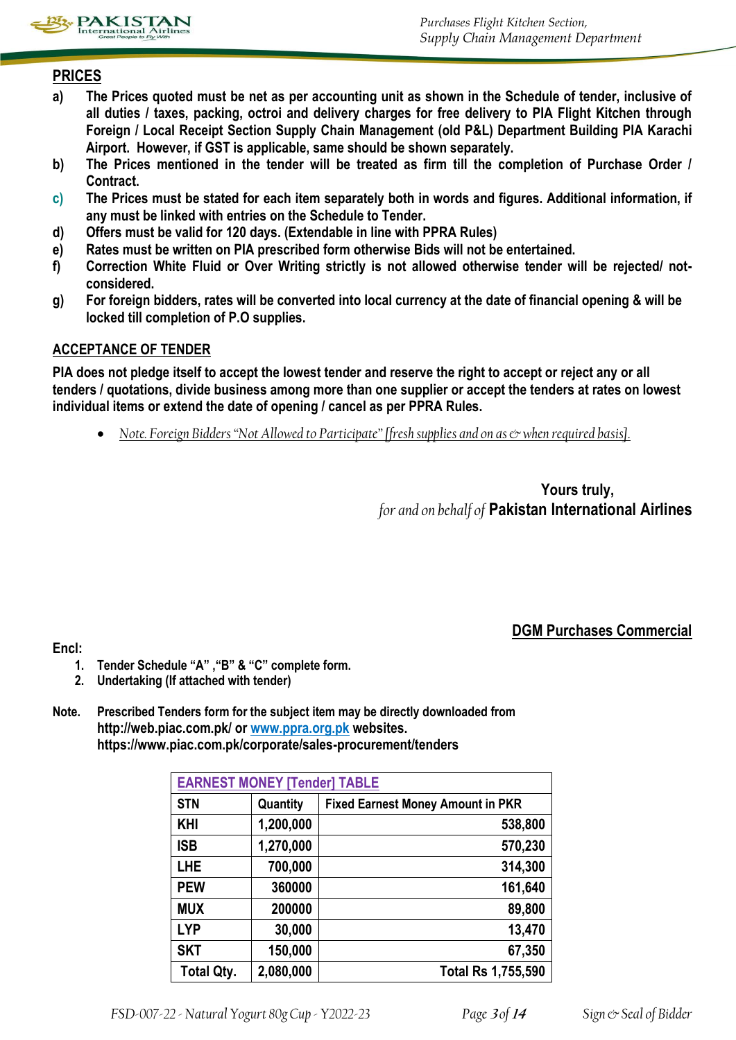## PRICES

a) **The Prices quoted must be net as per accounting unit as shown in the Schedule of tender, inclusive of all duties / taxes, packing, octroi and delivery charges for free delivery to PIA Flight Kitchen through Foreign / Local Receipt Section Supply Chain Management (old P&L) Department Building PIA Karachi Airport. However, if GST is applicable, same should be shown separately.**

b) **The Prices mentioned in the tender will be treated as firm till the completion of Purchase Order / Contract.**

c) **The Prices must be stated for each item separately both in words and figures. Additional information, if any must be linked with entries on the Schedule to Tender.**

d) **Offers must be valid for 120 days. (Extendable in line with PPRA Rules)**

e) **Rates must be written on PIA prescribed form otherwise Bids will not be entertained.**

f) **Correction White Fluid or Over Writing strictly is not allowed otherwise tender will be rejected/ not-considered.**

g) **For foreign bidders, rates will be converted into local currency at the date of financial opening & will be locked till completion of P.O supplies.**

## ACCEPTANCE OF TENDER

**PIA does not pledge itself to accept the lowest tender and reserve the right to accept or reject any or all tenders / quotations, divide business among more than one supplier or accept the tenders at rates on lowest individual items or extend the date of opening / cancel as per PPRA Rules.**

- *Note. Foreign Bidders "Not Allowed to Participate" [fresh supplies and on as & when required basis].*

**Yours truly,**
*for and on behalf of* **Pakistan International Airlines**

**DGM Purchases Commercial**

**Encl:**

1. **Tender Schedule "A" ,"B" & "C" complete form.**
2. **Undertaking (If attached with tender)**

**Note.** **Prescribed Tenders form for the subject item may be directly downloaded from http://web.piac.com.pk/ or www.ppra.org.pk websites. https://www.piac.com.pk/corporate/sales-procurement/tenders**

| EARNEST MONEY [Tender] TABLE | | |
|---|---|---|
| STN | Quantity | Fixed Earnest Money Amount in PKR |
| KHI | 1,200,000 | 538,800 |
| ISB | 1,270,000 | 570,230 |
| LHE | 700,000 | 314,300 |
| PEW | 360000 | 161,640 |
| MUX | 200000 | 89,800 |
| LYP | 30,000 | 13,470 |
| SKT | 150,000 | 67,350 |
| Total Qty. | 2,080,000 | Total Rs 1,755,590 |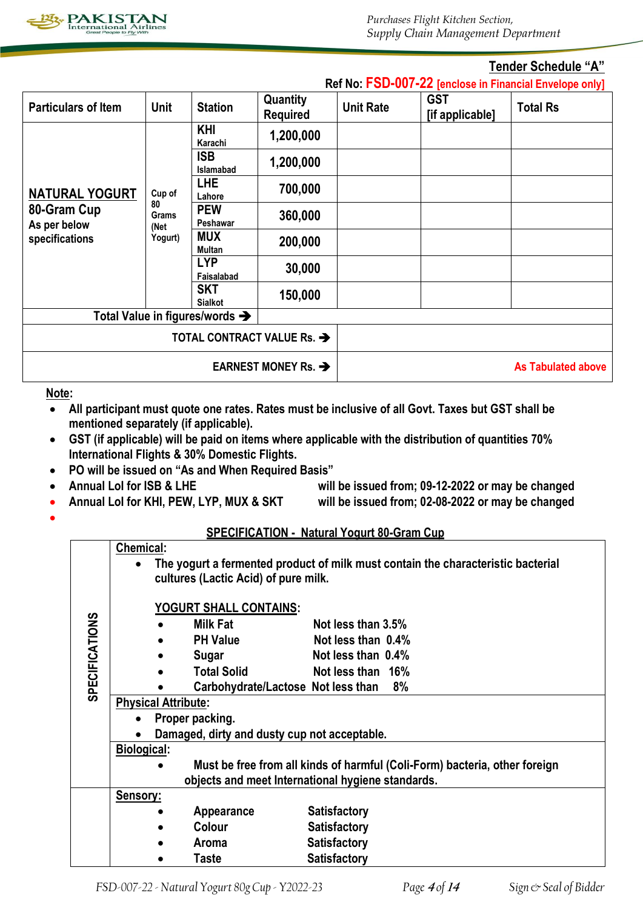## Tender Schedule "A"

Ref No: **FSD-007-22** [enclose in Financial Envelope only]

| Particulars of Item | Unit | Station | Quantity Required | Unit Rate | GST [if applicable] | Total Rs |
|---|---|---|---|---|---|---|
| **NATURAL YOGURT** 80-Gram Cup As per below specifications | Cup of 80 Grams (Net Yogurt) | KHI Karachi | 1,200,000 | | | |
| | | ISB Islamabad | 1,200,000 | | | |
| | | LHE Lahore | 700,000 | | | |
| | | PEW Peshawar | 360,000 | | | |
| | | MUX Multan | 200,000 | | | |
| | | LYP Faisalabad | 30,000 | | | |
| | | SKT Sialkot | 150,000 | | | |
| Total Value in figures/words ➔ | | | | | | |
| TOTAL CONTRACT VALUE Rs. ➔ | | | | | | |
| EARNEST MONEY Rs. ➔ | | | | As Tabulated above | | |

**Note:**

- All participant must quote one rates. Rates must be inclusive of all Govt. Taxes but GST shall be mentioned separately (if applicable).
- GST (if applicable) will be paid on items where applicable with the distribution of quantities 70% International Flights & 30% Domestic Flights.
- PO will be issued on "As and When Required Basis"
- Annual LoI for ISB & LHE will be issued from; 09-12-2022 or may be changed
- Annual LoI for KHI, PEW, LYP, MUX & SKT will be issued from; 02-08-2022 or may be changed

### SPECIFICATION - Natural Yogurt 80-Gram Cup

**SPECIFICATIONS**

**Chemical:**

- The yogurt a fermented product of milk must contain the characteristic bacterial cultures (Lactic Acid) of pure milk.

**YOGURT SHALL CONTAINS:**

- Milk Fat — Not less than 3.5%
- PH Value — Not less than 0.4%
- Sugar — Not less than 0.4%
- Total Solid — Not less than 16%
- Carbohydrate/Lactose — Not less than 8%

**Physical Attribute:**

- Proper packing.
- Damaged, dirty and dusty cup not acceptable.

**Biological:**

- Must be free from all kinds of harmful (Coli-Form) bacteria, other foreign objects and meet International hygiene standards.

**Sensory:**

- Appearance — Satisfactory
- Colour — Satisfactory
- Aroma — Satisfactory
- Taste — Satisfactory

Sign & Seal of Bidder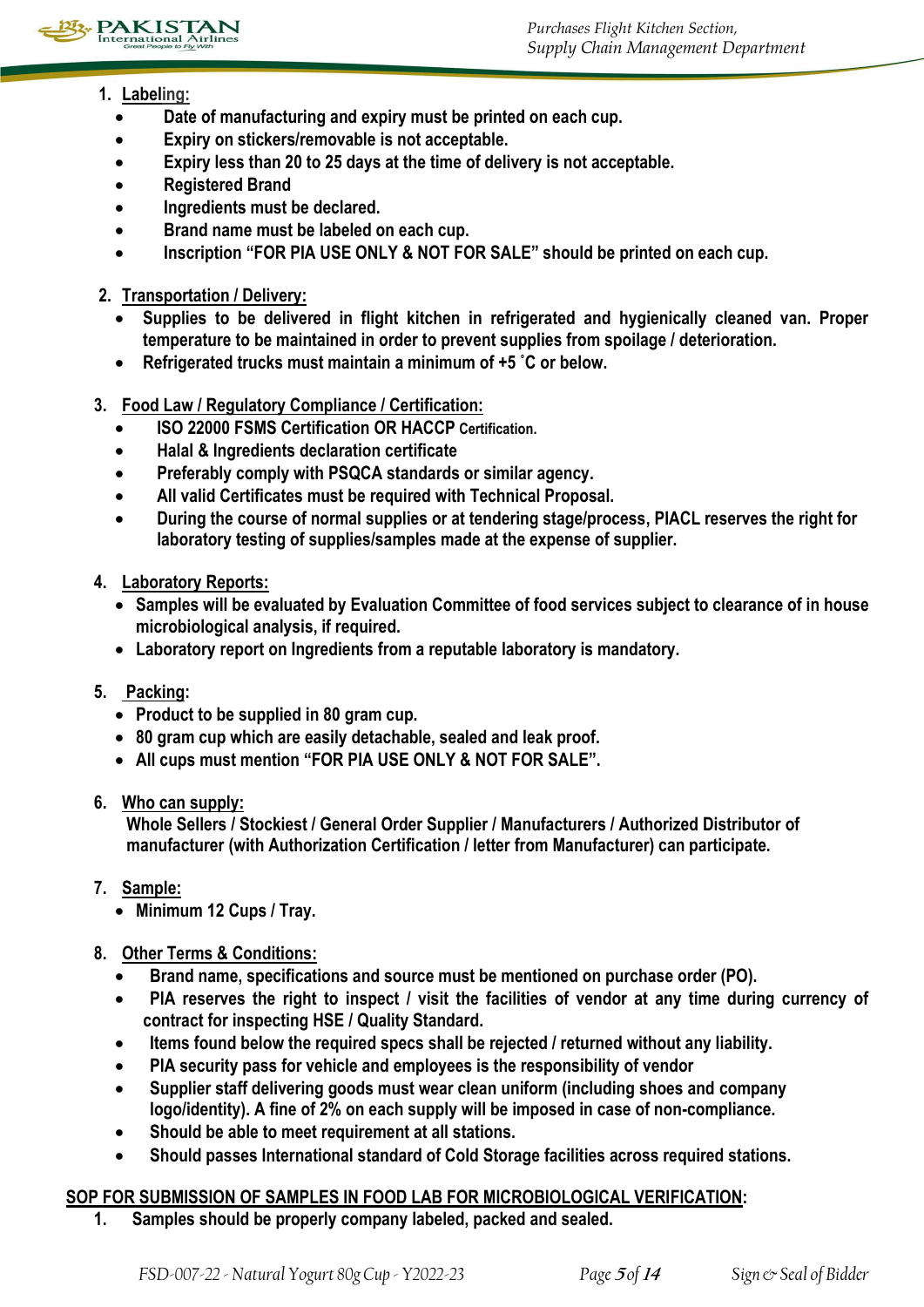1. **Labeling:**
   - **Date of manufacturing and expiry must be printed on each cup.**
   - **Expiry on stickers/removable is not acceptable.**
   - **Expiry less than 20 to 25 days at the time of delivery is not acceptable.**
   - **Registered Brand**
   - **Ingredients must be declared.**
   - **Brand name must be labeled on each cup.**
   - **Inscription "FOR PIA USE ONLY & NOT FOR SALE" should be printed on each cup.**

2. **Transportation / Delivery:**
   - **Supplies to be delivered in flight kitchen in refrigerated and hygienically cleaned van. Proper temperature to be maintained in order to prevent supplies from spoilage / deterioration.**
   - **Refrigerated trucks must maintain a minimum of +5 ˚C or below.**

3. **Food Law / Regulatory Compliance / Certification:**
   - **ISO 22000 FSMS Certification OR HACCP Certification.**
   - **Halal & Ingredients declaration certificate**
   - **Preferably comply with PSQCA standards or similar agency.**
   - **All valid Certificates must be required with Technical Proposal.**
   - **During the course of normal supplies or at tendering stage/process, PIACL reserves the right for laboratory testing of supplies/samples made at the expense of supplier.**

4. **Laboratory Reports:**
   - **Samples will be evaluated by Evaluation Committee of food services subject to clearance of in house microbiological analysis, if required.**
   - **Laboratory report on Ingredients from a reputable laboratory is mandatory.**

5. **Packing:**
   - **Product to be supplied in 80 gram cup.**
   - **80 gram cup which are easily detachable, sealed and leak proof.**
   - **All cups must mention "FOR PIA USE ONLY & NOT FOR SALE".**

6. **Who can supply:**
   **Whole Sellers / Stockiest / General Order Supplier / Manufacturers / Authorized Distributor of manufacturer (with Authorization Certification / letter from Manufacturer) can participate.**

7. **Sample:**
   - **Minimum 12 Cups / Tray.**

8. **Other Terms & Conditions:**
   - **Brand name, specifications and source must be mentioned on purchase order (PO).**
   - **PIA reserves the right to inspect / visit the facilities of vendor at any time during currency of contract for inspecting HSE / Quality Standard.**
   - **Items found below the required specs shall be rejected / returned without any liability.**
   - **PIA security pass for vehicle and employees is the responsibility of vendor**
   - **Supplier staff delivering goods must wear clean uniform (including shoes and company logo/identity). A fine of 2% on each supply will be imposed in case of non-compliance.**
   - **Should be able to meet requirement at all stations.**
   - **Should passes International standard of Cold Storage facilities across required stations.**

## SOP FOR SUBMISSION OF SAMPLES IN FOOD LAB FOR MICROBIOLOGICAL VERIFICATION:

1. **Samples should be properly company labeled, packed and sealed.**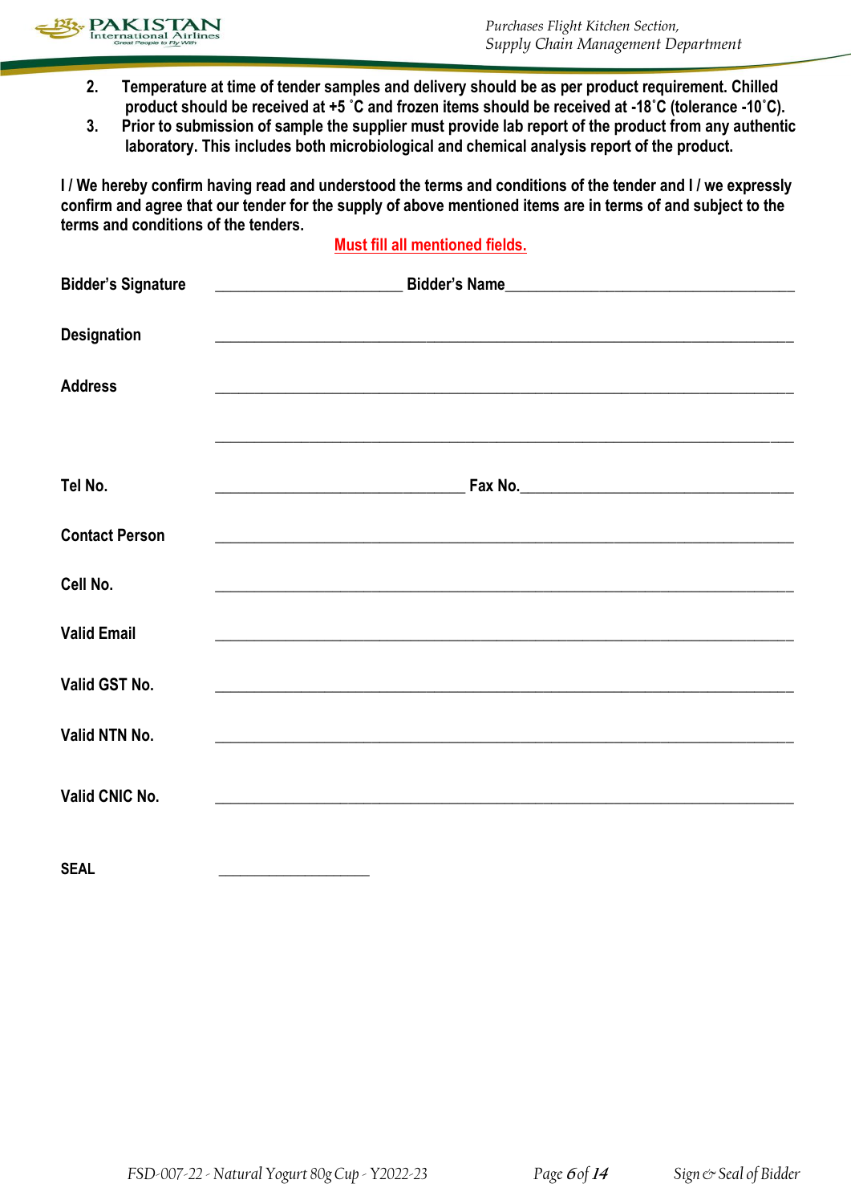2. Temperature at time of tender samples and delivery should be as per product requirement. Chilled product should be received at +5 ˚C and frozen items should be received at -18˚C (tolerance -10˚C).
3. Prior to submission of sample the supplier must provide lab report of the product from any authentic laboratory. This includes both microbiological and chemical analysis report of the product.

**I / We hereby confirm having read and understood the terms and conditions of the tender and I / we expressly confirm and agree that our tender for the supply of above mentioned items are in terms of and subject to the terms and conditions of the tenders.**

**Must fill all mentioned fields.**

**Bidder's Signature** ________________________ **Bidder's Name**_____________________________________

**Designation** ___________________________________________________________________________

**Address** ___________________________________________________________________________

___________________________________________________________________________

**Tel No.** ________________________________ **Fax No.**___________________________________

**Contact Person** ___________________________________________________________________________

**Cell No.** ___________________________________________________________________________

**Valid Email** ___________________________________________________________________________

**Valid GST No.** ___________________________________________________________________________

**Valid NTN No.** ___________________________________________________________________________

**Valid CNIC No.** ___________________________________________________________________________

**SEAL** ____________________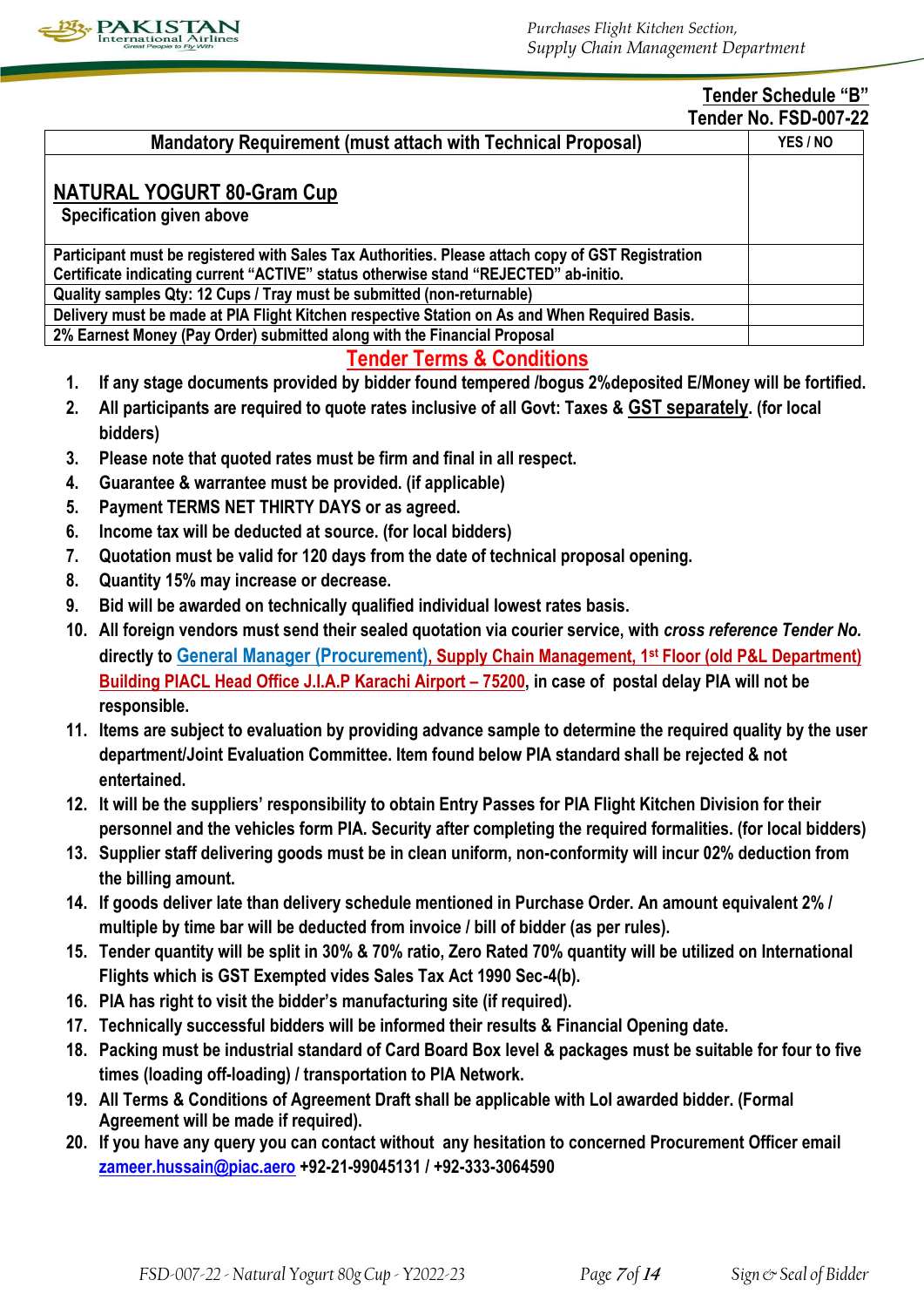## Tender Schedule "B"

**Tender No. FSD-007-22**

| Mandatory Requirement (must attach with Technical Proposal) | YES / NO |
|---|---|
| **NATURAL YOGURT 80-Gram Cup** <br> Specification given above | |
| Participant must be registered with Sales Tax Authorities. Please attach copy of GST Registration Certificate indicating current "ACTIVE" status otherwise stand "REJECTED" ab-initio. | |
| Quality samples Qty: 12 Cups / Tray must be submitted (non-returnable) | |
| Delivery must be made at PIA Flight Kitchen respective Station on As and When Required Basis. | |
| 2% Earnest Money (Pay Order) submitted along with the Financial Proposal | |

## Tender Terms & Conditions

1. If any stage documents provided by bidder found tempered /bogus 2%deposited E/Money will be fortified.
2. All participants are required to quote rates inclusive of all Govt: Taxes & GST separately. (for local bidders)
3. Please note that quoted rates must be firm and final in all respect.
4. Guarantee & warrantee must be provided. (if applicable)
5. Payment TERMS NET THIRTY DAYS or as agreed.
6. Income tax will be deducted at source. (for local bidders)
7. Quotation must be valid for 120 days from the date of technical proposal opening.
8. Quantity 15% may increase or decrease.
9. Bid will be awarded on technically qualified individual lowest rates basis.
10. All foreign vendors must send their sealed quotation via courier service, with *cross reference Tender No.* directly to General Manager (Procurement), Supply Chain Management, 1st Floor (old P&L Department) Building PIACL Head Office J.I.A.P Karachi Airport – 75200, in case of postal delay PIA will not be responsible.
11. Items are subject to evaluation by providing advance sample to determine the required quality by the user department/Joint Evaluation Committee. Item found below PIA standard shall be rejected & not entertained.
12. It will be the suppliers' responsibility to obtain Entry Passes for PIA Flight Kitchen Division for their personnel and the vehicles form PIA. Security after completing the required formalities. (for local bidders)
13. Supplier staff delivering goods must be in clean uniform, non-conformity will incur 02% deduction from the billing amount.
14. If goods deliver late than delivery schedule mentioned in Purchase Order. An amount equivalent 2% / multiple by time bar will be deducted from invoice / bill of bidder (as per rules).
15. Tender quantity will be split in 30% & 70% ratio, Zero Rated 70% quantity will be utilized on International Flights which is GST Exempted vides Sales Tax Act 1990 Sec-4(b).
16. PIA has right to visit the bidder's manufacturing site (if required).
17. Technically successful bidders will be informed their results & Financial Opening date.
18. Packing must be industrial standard of Card Board Box level & packages must be suitable for four to five times (loading off-loading) / transportation to PIA Network.
19. All Terms & Conditions of Agreement Draft shall be applicable with LoI awarded bidder. (Formal Agreement will be made if required).
20. If you have any query you can contact without any hesitation to concerned Procurement Officer email zameer.hussain@piac.aero +92-21-99045131 / +92-333-3064590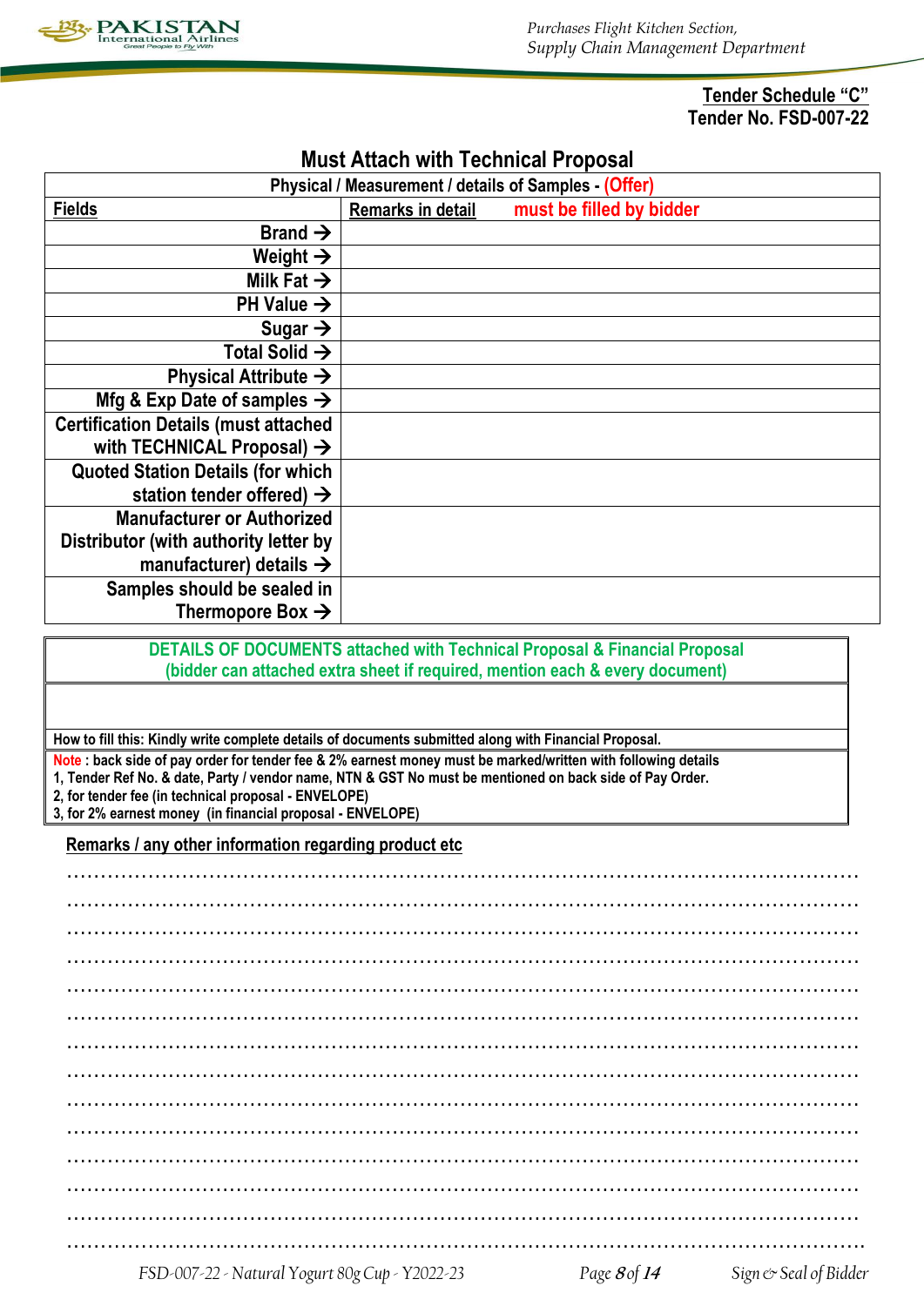**Tender Schedule "C"**
**Tender No. FSD-007-22**

## Must Attach with Technical Proposal

| Physical / Measurement / details of Samples - (Offer) | |
|---|---|
| **Fields** | **Remarks in detail** must be filled by bidder |
| Brand → | |
| Weight → | |
| Milk Fat → | |
| PH Value → | |
| Sugar → | |
| Total Solid → | |
| Physical Attribute → | |
| Mfg & Exp Date of samples → | |
| Certification Details (must attached with TECHNICAL Proposal) → | |
| Quoted Station Details (for which station tender offered) → | |
| Manufacturer or Authorized Distributor (with authority letter by manufacturer) details → | |
| Samples should be sealed in Thermopore Box → | |

| DETAILS OF DOCUMENTS attached with Technical Proposal & Financial Proposal (bidder can attached extra sheet if required, mention each & every document) |
|---|
| |
| How to fill this: Kindly write complete details of documents submitted along with Financial Proposal. |
| Note : back side of pay order for tender fee & 2% earnest money must be marked/written with following details<br>1, Tender Ref No. & date, Party / vendor name, NTN & GST No must be mentioned on back side of Pay Order.<br>2, for tender fee (in technical proposal - ENVELOPE)<br>3, for 2% earnest money (in financial proposal - ENVELOPE) |

**Remarks / any other information regarding product etc**

........................................................................................................................
........................................................................................................................
........................................................................................................................
........................................................................................................................
........................................................................................................................
........................................................................................................................
........................................................................................................................
........................................................................................................................
........................................................................................................................
........................................................................................................................
........................................................................................................................
........................................................................................................................
........................................................................................................................
........................................................................................................................

Sign & Seal of Bidder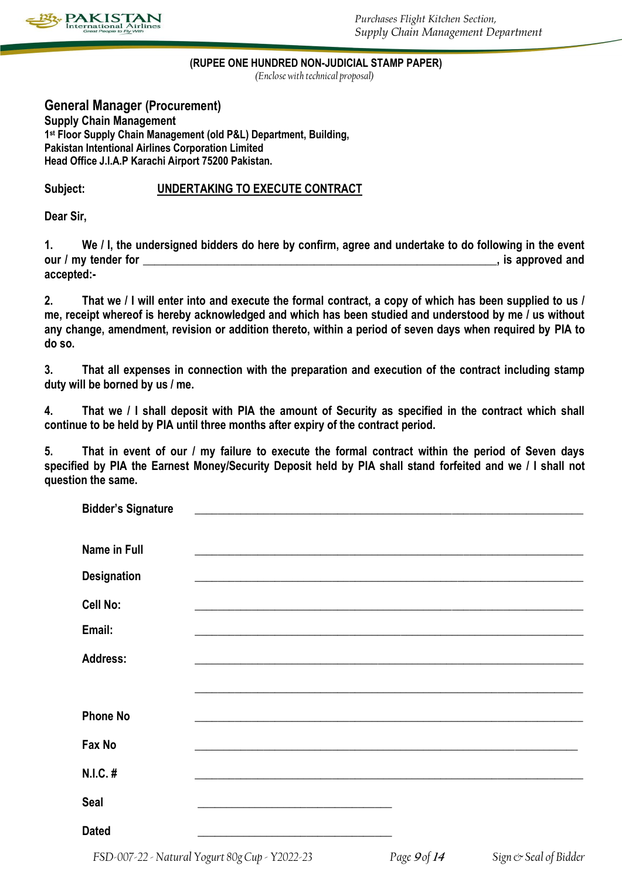**(RUPEE ONE HUNDRED NON-JUDICIAL STAMP PAPER)**

*(Enclose with technical proposal)*

**General Manager (Procurement)**
**Supply Chain Management**
**1st Floor Supply Chain Management (old P&L) Department, Building,**
**Pakistan Intentional Airlines Corporation Limited**
**Head Office J.I.A.P Karachi Airport 75200 Pakistan.**

**Subject:** **UNDERTAKING TO EXECUTE CONTRACT**

**Dear Sir,**

**1.** We / I, the undersigned bidders do here by confirm, agree and undertake to do following in the event our / my tender for ______________________________________________________________, is approved and accepted:-

**2.** That we / I will enter into and execute the formal contract, a copy of which has been supplied to us / me, receipt whereof is hereby acknowledged and which has been studied and understood by me / us without any change, amendment, revision or addition thereto, within a period of seven days when required by PIA to do so.

**3.** That all expenses in connection with the preparation and execution of the contract including stamp duty will be borned by us / me.

**4.** That we / I shall deposit with PIA the amount of Security as specified in the contract which shall continue to be held by PIA until three months after expiry of the contract period.

**5.** That in event of our / my failure to execute the formal contract within the period of Seven days specified by PIA the Earnest Money/Security Deposit held by PIA shall stand forfeited and we / I shall not question the same.

**Bidder's Signature** ______________________________________________

**Name in Full** ______________________________________________

**Designation** ______________________________________________

**Cell No:** ______________________________________________

**Email:** ______________________________________________

**Address:** ______________________________________________

______________________________________________

**Phone No** ______________________________________________

**Fax No** ______________________________________________

**N.I.C. #** ______________________________________________

**Seal** ______________________

**Dated** ______________________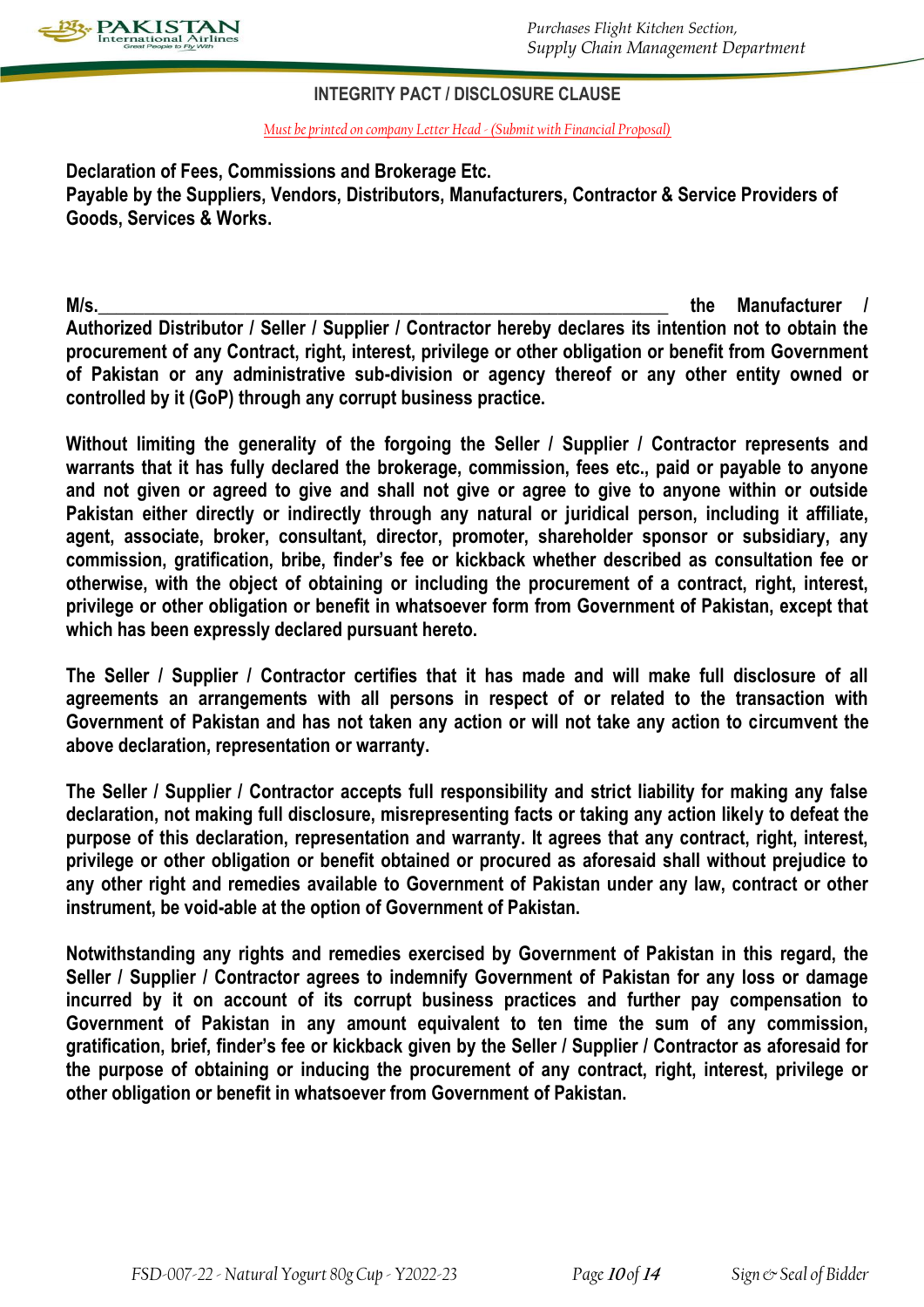## INTEGRITY PACT / DISCLOSURE CLAUSE

*Must be printed on company Letter Head - (Submit with Financial Proposal)*

**Declaration of Fees, Commissions and Brokerage Etc.**
**Payable by the Suppliers, Vendors, Distributors, Manufacturers, Contractor & Service Providers of Goods, Services & Works.**

**M/s.__________________________________________________________________ the Manufacturer / Authorized Distributor / Seller / Supplier / Contractor hereby declares its intention not to obtain the procurement of any Contract, right, interest, privilege or other obligation or benefit from Government of Pakistan or any administrative sub-division or agency thereof or any other entity owned or controlled by it (GoP) through any corrupt business practice.**

**Without limiting the generality of the forgoing the Seller / Supplier / Contractor represents and warrants that it has fully declared the brokerage, commission, fees etc., paid or payable to anyone and not given or agreed to give and shall not give or agree to give to anyone within or outside Pakistan either directly or indirectly through any natural or juridical person, including it affiliate, agent, associate, broker, consultant, director, promoter, shareholder sponsor or subsidiary, any commission, gratification, bribe, finder's fee or kickback whether described as consultation fee or otherwise, with the object of obtaining or including the procurement of a contract, right, interest, privilege or other obligation or benefit in whatsoever form from Government of Pakistan, except that which has been expressly declared pursuant hereto.**

**The Seller / Supplier / Contractor certifies that it has made and will make full disclosure of all agreements an arrangements with all persons in respect of or related to the transaction with Government of Pakistan and has not taken any action or will not take any action to circumvent the above declaration, representation or warranty.**

**The Seller / Supplier / Contractor accepts full responsibility and strict liability for making any false declaration, not making full disclosure, misrepresenting facts or taking any action likely to defeat the purpose of this declaration, representation and warranty. It agrees that any contract, right, interest, privilege or other obligation or benefit obtained or procured as aforesaid shall without prejudice to any other right and remedies available to Government of Pakistan under any law, contract or other instrument, be void-able at the option of Government of Pakistan.**

**Notwithstanding any rights and remedies exercised by Government of Pakistan in this regard, the Seller / Supplier / Contractor agrees to indemnify Government of Pakistan for any loss or damage incurred by it on account of its corrupt business practices and further pay compensation to Government of Pakistan in any amount equivalent to ten time the sum of any commission, gratification, brief, finder's fee or kickback given by the Seller / Supplier / Contractor as aforesaid for the purpose of obtaining or inducing the procurement of any contract, right, interest, privilege or other obligation or benefit in whatsoever from Government of Pakistan.**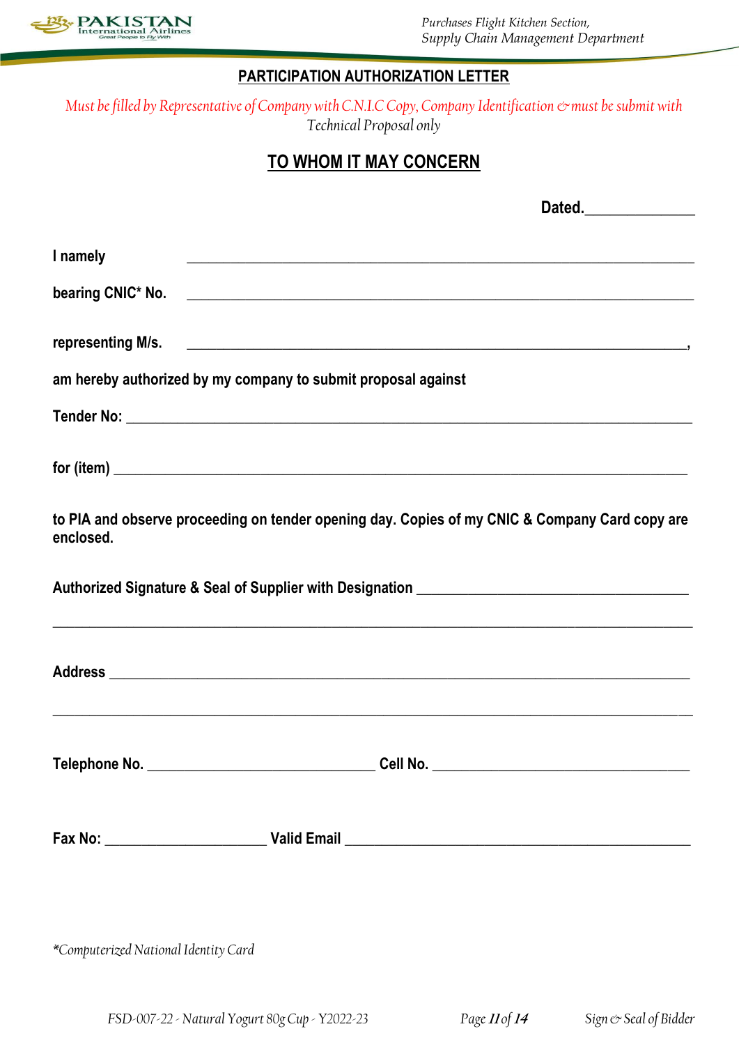## PARTICIPATION AUTHORIZATION LETTER

*Must be filled by Representative of Company with C.N.I.C Copy, Company Identification & must be submit with Technical Proposal only*

## TO WHOM IT MAY CONCERN

**Dated.______________**

**I namely** ___________________________________________________________________

**bearing CNIC* No.** ___________________________________________________________________

**representing M/s.** ___________________________________________________________________,

**am hereby authorized by my company to submit proposal against**

**Tender No:** ___________________________________________________________________________

**for (item)** ___________________________________________________________________________

**to PIA and observe proceeding on tender opening day. Copies of my CNIC & Company Card copy are enclosed.**

**Authorized Signature & Seal of Supplier with Designation** ____________________________________

_____________________________________________________________________________________

**Address** ___________________________________________________________________________

_____________________________________________________________________________________

**Telephone No.** ______________________________ **Cell No.** __________________________________

**Fax No:** _____________________ **Valid Email** ____________________________________________

*\*Computerized National Identity Card*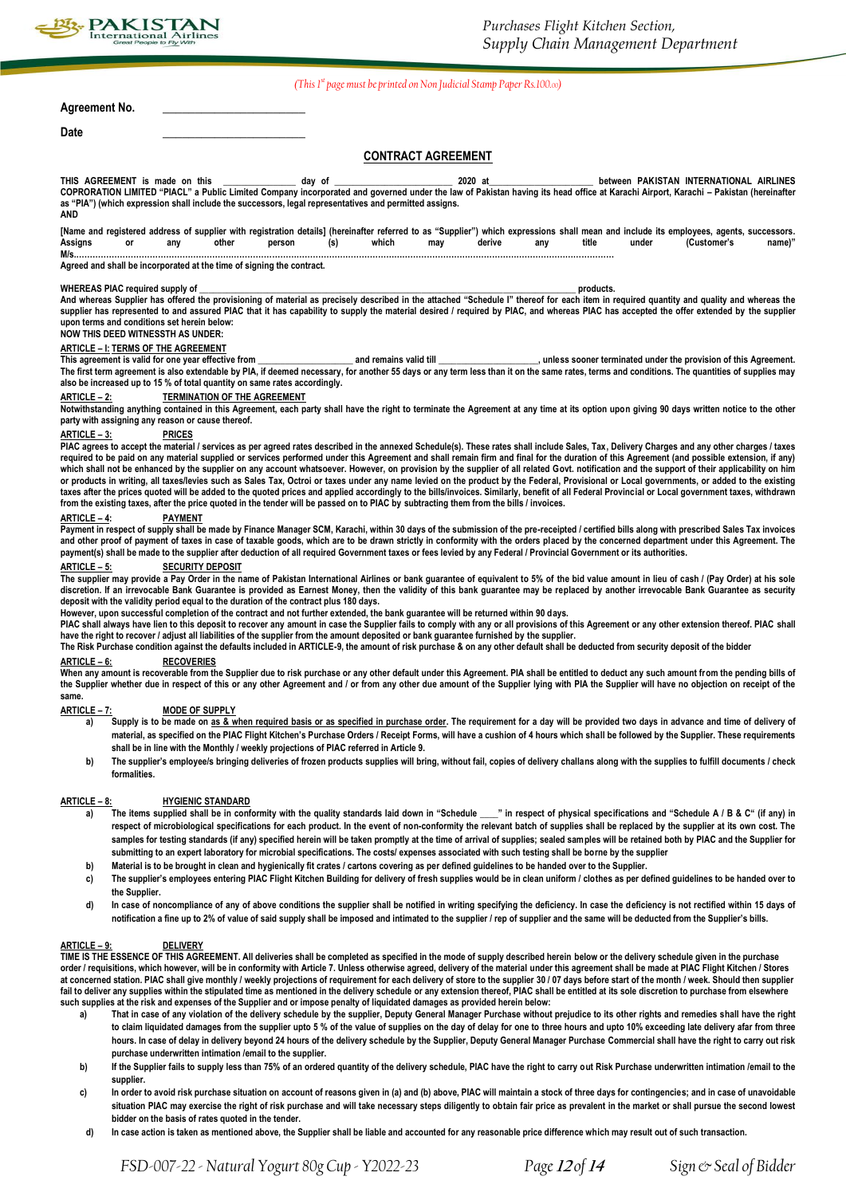*(This 1st page must be printed on Non Judicial Stamp Paper Rs.100.00)*

**Agreement No.** ________________________

**Date** ________________________

## CONTRACT AGREEMENT

**THIS AGREEMENT is made on this _______________ day of _______________________ 2020 at____________________ between PAKISTAN INTERNATIONAL AIRLINES COPRORATION LIMITED "PIACL" a Public Limited Company incorporated and governed under the law of Pakistan having its head office at Karachi Airport, Karachi – Pakistan (hereinafter as "PIA") (which expression shall include the successors, legal representatives and permitted assigns.**

**AND**

**[Name and registered address of supplier with registration details] (hereinafter referred to as "Supplier") which expressions shall mean and include its employees, agents, successors. Assigns or any other person (s) which may derive any title under (Customer's name)" M/s…………………………………………………………………………………………………………………………………………………………………………………**

**Agreed and shall be incorporated at the time of signing the contract.**

**WHEREAS PIAC required supply of ______________________________________________________________________________ products.**

**And whereas Supplier has offered the provisioning of material as precisely described in the attached "Schedule I" thereof for each item in required quantity and quality and whereas the supplier has represented to and assured PIAC that it has capability to supply the material desired / required by PIAC, and whereas PIAC has accepted the offer extended by the supplier upon terms and conditions set herein below:**

**NOW THIS DEED WITNESSTH AS UNDER:**

**ARTICLE – I: TERMS OF THE AGREEMENT**

**This agreement is valid for one year effective from __________________ and remains valid till ____________________, unless sooner terminated under the provision of this Agreement. The first term agreement is also extendable by PIA, if deemed necessary, for another 55 days or any term less than it on the same rates, terms and conditions. The quantities of supplies may also be increased up to 15 % of total quantity on same rates accordingly.**

**ARTICLE – 2: TERMINATION OF THE AGREEMENT**

**Notwithstanding anything contained in this Agreement, each party shall have the right to terminate the Agreement at any time at its option upon giving 90 days written notice to the other party with assigning any reason or cause thereof.**

**ARTICLE – 3: PRICES**

**PIAC agrees to accept the material / services as per agreed rates described in the annexed Schedule(s). These rates shall include Sales, Tax, Delivery Charges and any other charges / taxes required to be paid on any material supplied or services performed under this Agreement and shall remain firm and final for the duration of this Agreement (and possible extension, if any) which shall not be enhanced by the supplier on any account whatsoever. However, on provision by the supplier of all related Govt. notification and the support of their applicability on him or products in writing, all taxes/levies such as Sales Tax, Octroi or taxes under any name levied on the product by the Federal, Provisional or Local governments, or added to the existing taxes after the prices quoted will be added to the quoted prices and applied accordingly to the bills/invoices. Similarly, benefit of all Federal Provincial or Local government taxes, withdrawn from the existing taxes, after the price quoted in the tender will be passed on to PIAC by subtracting them from the bills / invoices.**

**ARTICLE – 4: PAYMENT**

**Payment in respect of supply shall be made by Finance Manager SCM, Karachi, within 30 days of the submission of the pre-receipted / certified bills along with prescribed Sales Tax invoices and other proof of payment of taxes in case of taxable goods, which are to be drawn strictly in conformity with the orders placed by the concerned department under this Agreement. The payment(s) shall be made to the supplier after deduction of all required Government taxes or fees levied by any Federal / Provincial Government or its authorities.**

**ARTICLE – 5: SECURITY DEPOSIT**

**The supplier may provide a Pay Order in the name of Pakistan International Airlines or bank guarantee of equivalent to 5% of the bid value amount in lieu of cash / (Pay Order) at his sole discretion. If an irrevocable Bank Guarantee is provided as Earnest Money, then the validity of this bank guarantee may be replaced by another irrevocable Bank Guarantee as security deposit with the validity period equal to the duration of the contract plus 180 days.**

**However, upon successful completion of the contract and not further extended, the bank guarantee will be returned within 90 days.**

**PIAC shall always have lien to this deposit to recover any amount in case the Supplier fails to comply with any or all provisions of this Agreement or any other extension thereof. PIAC shall have the right to recover / adjust all liabilities of the supplier from the amount deposited or bank guarantee furnished by the supplier.**

**The Risk Purchase condition against the defaults included in ARTICLE-9, the amount of risk purchase & on any other default shall be deducted from security deposit of the bidder**

**ARTICLE – 6: RECOVERIES**

**When any amount is recoverable from the Supplier due to risk purchase or any other default under this Agreement. PIA shall be entitled to deduct any such amount from the pending bills of the Supplier whether due in respect of this or any other Agreement and / or from any other due amount of the Supplier lying with PIA the Supplier will have no objection on receipt of the same.**

**ARTICLE – 7: MODE OF SUPPLY**

a) **Supply is to be made on <u>as & when required basis or as specified in purchase order</u>. The requirement for a day will be provided two days in advance and time of delivery of material, as specified on the PIAC Flight Kitchen's Purchase Orders / Receipt Forms, will have a cushion of 4 hours which shall be followed by the Supplier. These requirements shall be in line with the Monthly / weekly projections of PIAC referred in Article 9.**

b) **The supplier's employee/s bringing deliveries of frozen products supplies will bring, without fail, copies of delivery challans along with the supplies to fulfill documents / check formalities.**

**ARTICLE – 8: HYGIENIC STANDARD**

a) **The items supplied shall be in conformity with the quality standards laid down in "Schedule ____" in respect of physical specifications and "Schedule A / B & C" (if any) in respect of microbiological specifications for each product. In the event of non-conformity the relevant batch of supplies shall be replaced by the supplier at its own cost. The samples for testing standards (if any) specified herein will be taken promptly at the time of arrival of supplies; sealed samples will be retained both by PIAC and the Supplier for submitting to an expert laboratory for microbial specifications. The costs/ expenses associated with such testing shall be borne by the supplier**

b) **Material is to be brought in clean and hygienically fit crates / cartons covering as per defined guidelines to be handed over to the Supplier.**

c) **The supplier's employees entering PIAC Flight Kitchen Building for delivery of fresh supplies would be in clean uniform / clothes as per defined guidelines to be handed over to the Supplier.**

d) **In case of noncompliance of any of above conditions the supplier shall be notified in writing specifying the deficiency. In case the deficiency is not rectified within 15 days of notification a fine up to 2% of value of said supply shall be imposed and intimated to the supplier / rep of supplier and the same will be deducted from the Supplier's bills.**

**ARTICLE – 9: DELIVERY**

**TIME IS THE ESSENCE OF THIS AGREEMENT. All deliveries shall be completed as specified in the mode of supply described herein below or the delivery schedule given in the purchase order / requisitions, which however, will be in conformity with Article 7. Unless otherwise agreed, delivery of the material under this agreement shall be made at PIAC Flight Kitchen / Stores at concerned station. PIAC shall give monthly / weekly projections of requirement for each delivery of store to the supplier 30 / 07 days before start of the month / week. Should then supplier fail to deliver any supplies within the stipulated time as mentioned in the delivery schedule or any extension thereof, PIAC shall be entitled at its sole discretion to purchase from elsewhere such supplies at the risk and expenses of the Supplier and or impose penalty of liquidated damages as provided herein below:**

a) **That in case of any violation of the delivery schedule by the supplier, Deputy General Manager Purchase without prejudice to its other rights and remedies shall have the right to claim liquidated damages from the supplier upto 5 % of the value of supplies on the day of delay for one to three hours and upto 10% exceeding late delivery afar from three hours. In case of delay in delivery beyond 24 hours of the delivery schedule by the Supplier, Deputy General Manager Purchase Commercial shall have the right to carry out risk purchase underwritten intimation /email to the supplier.**

b) **If the Supplier fails to supply less than 75% of an ordered quantity of the delivery schedule, PIAC have the right to carry out Risk Purchase underwritten intimation /email to the supplier.**

c) **In order to avoid risk purchase situation on account of reasons given in (a) and (b) above, PIAC will maintain a stock of three days for contingencies; and in case of unavoidable situation PIAC may exercise the right of risk purchase and will take necessary steps diligently to obtain fair price as prevalent in the market or shall pursue the second lowest bidder on the basis of rates quoted in the tender.**

d) **In case action is taken as mentioned above, the Supplier shall be liable and accounted for any reasonable price difference which may result out of such transaction.**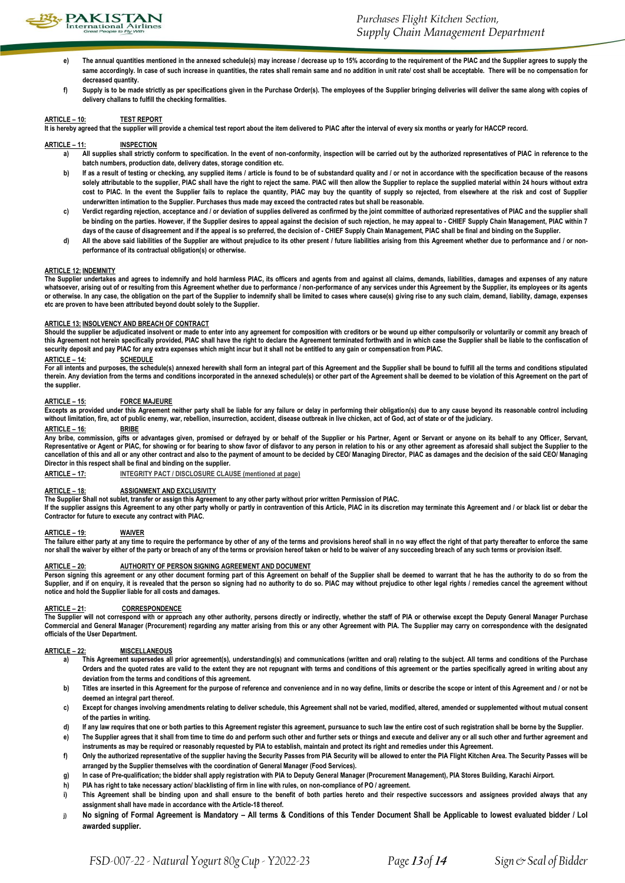e) The annual quantities mentioned in the annexed schedule(s) may increase / decrease up to 15% according to the requirement of the PIAC and the Supplier agrees to supply the same accordingly. In case of such increase in quantities, the rates shall remain same and no addition in unit rate/ cost shall be acceptable. There will be no compensation for decreased quantity.

f) Supply is to be made strictly as per specifications given in the Purchase Order(s). The employees of the Supplier bringing deliveries will deliver the same along with copies of delivery challans to fulfill the checking formalities.

**ARTICLE – 10: TEST REPORT**

It is hereby agreed that the supplier will provide a chemical test report about the item delivered to PIAC after the interval of every six months or yearly for HACCP record.

**ARTICLE – 11: INSPECTION**

a) All supplies shall strictly conform to specification. In the event of non-conformity, inspection will be carried out by the authorized representatives of PIAC in reference to the batch numbers, production date, delivery dates, storage condition etc.

b) If as a result of testing or checking, any supplied items / article is found to be of substandard quality and / or not in accordance with the specification because of the reasons solely attributable to the supplier, PIAC shall have the right to reject the same. PIAC will then allow the Supplier to replace the supplied material within 24 hours without extra cost to PIAC. In the event the Supplier fails to replace the quantity, PIAC may buy the quantity of supply so rejected, from elsewhere at the risk and cost of Supplier underwritten intimation to the Supplier. Purchases thus made may exceed the contracted rates but shall be reasonable.

c) Verdict regarding rejection, acceptance and / or deviation of supplies delivered as confirmed by the joint committee of authorized representatives of PIAC and the supplier shall be binding on the parties. However, if the Supplier desires to appeal against the decision of such rejection, he may appeal to - CHIEF Supply Chain Management, PIAC within 7 days of the cause of disagreement and if the appeal is so preferred, the decision of - CHIEF Supply Chain Management, PIAC shall be final and binding on the Supplier.

d) All the above said liabilities of the Supplier are without prejudice to its other present / future liabilities arising from this Agreement whether due to performance and / or non-performance of its contractual obligation(s) or otherwise.

**ARTICLE 12: INDEMNITY**

The Supplier undertakes and agrees to indemnify and hold harmless PIAC, its officers and agents from and against all claims, demands, liabilities, damages and expenses of any nature whatsoever, arising out of or resulting from this Agreement whether due to performance / non-performance of any services under this Agreement by the Supplier, its employees or its agents or otherwise. In any case, the obligation on the part of the Supplier to indemnify shall be limited to cases where cause(s) giving rise to any such claim, demand, liability, damage, expenses etc are proven to have been attributed beyond doubt solely to the Supplier.

**ARTICLE 13: INSOLVENCY AND BREACH OF CONTRACT**

Should the supplier be adjudicated insolvent or made to enter into any agreement for composition with creditors or be wound up either compulsorily or voluntarily or commit any breach of this Agreement not herein specifically provided, PIAC shall have the right to declare the Agreement terminated forthwith and in which case the Supplier shall be liable to the confiscation of security deposit and pay PIAC for any extra expenses which might incur but it shall not be entitled to any gain or compensation from PIAC.

**ARTICLE – 14: SCHEDULE**

For all intents and purposes, the schedule(s) annexed herewith shall form an integral part of this Agreement and the Supplier shall be bound to fulfill all the terms and conditions stipulated therein. Any deviation from the terms and conditions incorporated in the annexed schedule(s) or other part of the Agreement shall be deemed to be violation of this Agreement on the part of the supplier.

**ARTICLE – 15: FORCE MAJEURE**

Excepts as provided under this Agreement neither party shall be liable for any failure or delay in performing their obligation(s) due to any cause beyond its reasonable control including without limitation, fire, act of public enemy, war, rebellion, insurrection, accident, disease outbreak in live chicken, act of God, act of state or of the judiciary.

**ARTICLE – 16: BRIBE**

Any bribe, commission, gifts or advantages given, promised or defrayed by or behalf of the Supplier or his Partner, Agent or Servant or anyone on its behalf to any Officer, Servant, Representative or Agent or PIAC, for showing or for bearing to show favor of disfavor to any person in relation to his or any other agreement as aforesaid shall subject the Supplier to the cancellation of this and all or any other contract and also to the payment of amount to be decided by CEO/ Managing Director, PIAC as damages and the decision of the said CEO/ Managing Director in this respect shall be final and binding on the supplier.

**ARTICLE – 17: INTEGRITY PACT / DISCLOSURE CLAUSE (mentioned at page)**

**ARTICLE – 18: ASSIGNMENT AND EXCLUSIVITY**

The Supplier Shall not sublet, transfer or assign this Agreement to any other party without prior written Permission of PIAC.

If the supplier assigns this Agreement to any other party wholly or partly in contravention of this Article, PIAC in its discretion may terminate this Agreement and / or black list or debar the Contractor for future to execute any contract with PIAC.

**ARTICLE – 19: WAIVER**

The failure either party at any time to require the performance by other of any of the terms and provisions hereof shall in no way effect the right of that party thereafter to enforce the same nor shall the waiver by either of the party or breach of any of the terms or provision hereof taken or held to be waiver of any succeeding breach of any such terms or provision itself.

**ARTICLE – 20: AUTHORITY OF PERSON SIGNING AGREEMENT AND DOCUMENT**

Person signing this agreement or any other document forming part of this Agreement on behalf of the Supplier shall be deemed to warrant that he has the authority to do so from the Supplier, and if on enquiry, it is revealed that the person so signing had no authority to do so. PIAC may without prejudice to other legal rights / remedies cancel the agreement without notice and hold the Supplier liable for all costs and damages.

**ARTICLE – 21: CORRESPONDENCE**

The Supplier will not correspond with or approach any other authority, persons directly or indirectly, whether the staff of PIA or otherwise except the Deputy General Manager Purchase Commercial and General Manager (Procurement) regarding any matter arising from this or any other Agreement with PIA. The Supplier may carry on correspondence with the designated officials of the User Department.

**ARTICLE – 22: MISCELLANEOUS**

a) This Agreement supersedes all prior agreement(s), understanding(s) and communications (written and oral) relating to the subject. All terms and conditions of the Purchase Orders and the quoted rates are valid to the extent they are not repugnant with terms and conditions of this agreement or the parties specifically agreed in writing about any deviation from the terms and conditions of this agreement.

b) Titles are inserted in this Agreement for the purpose of reference and convenience and in no way define, limits or describe the scope or intent of this Agreement and / or not be deemed an integral part thereof.

c) Except for changes involving amendments relating to deliver schedule, this Agreement shall not be varied, modified, altered, amended or supplemented without mutual consent of the parties in writing.

d) If any law requires that one or both parties to this Agreement register this agreement, pursuance to such law the entire cost of such registration shall be borne by the Supplier.

e) The Supplier agrees that it shall from time to time do and perform such other and further sets or things and execute and deliver any or all such other and further agreement and instruments as may be required or reasonably requested by PIA to establish, maintain and protect its right and remedies under this Agreement.

f) Only the authorized representative of the supplier having the Security Passes from PIA Security will be allowed to enter the PIA Flight Kitchen Area. The Security Passes will be arranged by the Supplier themselves with the coordination of General Manager (Food Services).

g) In case of Pre-qualification; the bidder shall apply registration with PIA to Deputy General Manager (Procurement Management), PIA Stores Building, Karachi Airport.

h) PIA has right to take necessary action/ blacklisting of firm in line with rules, on non-compliance of PO / agreement.

i) This Agreement shall be binding upon and shall ensure to the benefit of both parties hereto and their respective successors and assignees provided always that any assignment shall have made in accordance with the Article-18 thereof.

j) **No signing of Formal Agreement is Mandatory – All terms & Conditions of this Tender Document Shall be Applicable to lowest evaluated bidder / LoI awarded supplier.**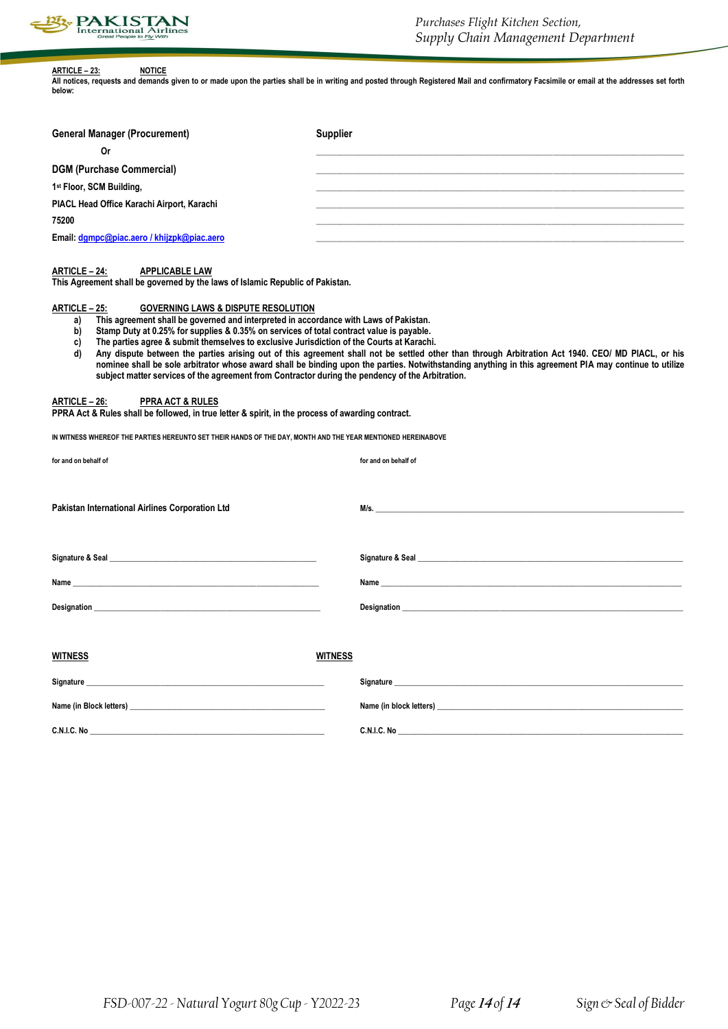**ARTICLE – 23: NOTICE**

All notices, requests and demands given to or made upon the parties shall be in writing and posted through Registered Mail and confirmatory Facsimile or email at the addresses set forth below:

| | |
|---|---|
| **General Manager (Procurement)** | **Supplier** |
| Or | ____________________ |
| **DGM (Purchase Commercial)** | ____________________ |
| 1st Floor, SCM Building, | ____________________ |
| PIACL Head Office Karachi Airport, Karachi | ____________________ |
| 75200 | ____________________ |
| Email: dgmpc@piac.aero / khijzpk@piac.aero | ____________________ |

**ARTICLE – 24: APPLICABLE LAW**

This Agreement shall be governed by the laws of Islamic Republic of Pakistan.

**ARTICLE – 25: GOVERNING LAWS & DISPUTE RESOLUTION**

a) This agreement shall be governed and interpreted in accordance with Laws of Pakistan.
b) Stamp Duty at 0.25% for supplies & 0.35% on services of total contract value is payable.
c) The parties agree & submit themselves to exclusive Jurisdiction of the Courts at Karachi.
d) Any dispute between the parties arising out of this agreement shall not be settled other than through Arbitration Act 1940. CEO/ MD PIACL, or his nominee shall be sole arbitrator whose award shall be binding upon the parties. Notwithstanding anything in this agreement PIA may continue to utilize subject matter services of the agreement from Contractor during the pendency of the Arbitration.

**ARTICLE – 26: PPRA ACT & RULES**

PPRA Act & Rules shall be followed, in true letter & spirit, in the process of awarding contract.

IN WITNESS WHEREOF THE PARTIES HEREUNTO SET THEIR HANDS OF THE DAY, MONTH AND THE YEAR MENTIONED HEREINABOVE

| | |
|---|---|
| for and on behalf of | for and on behalf of |
| **Pakistan International Airlines Corporation Ltd** | M/s. ____________________ |
| Signature & Seal ____________________ | Signature & Seal ____________________ |
| Name ____________________ | Name ____________________ |
| Designation ____________________ | Designation ____________________ |

| | |
|---|---|
| **WITNESS** | **WITNESS** |
| Signature ____________________ | Signature ____________________ |
| Name (in Block letters) ____________________ | Name (in block letters) ____________________ |
| C.N.I.C. No ____________________ | C.N.I.C. No ____________________ |